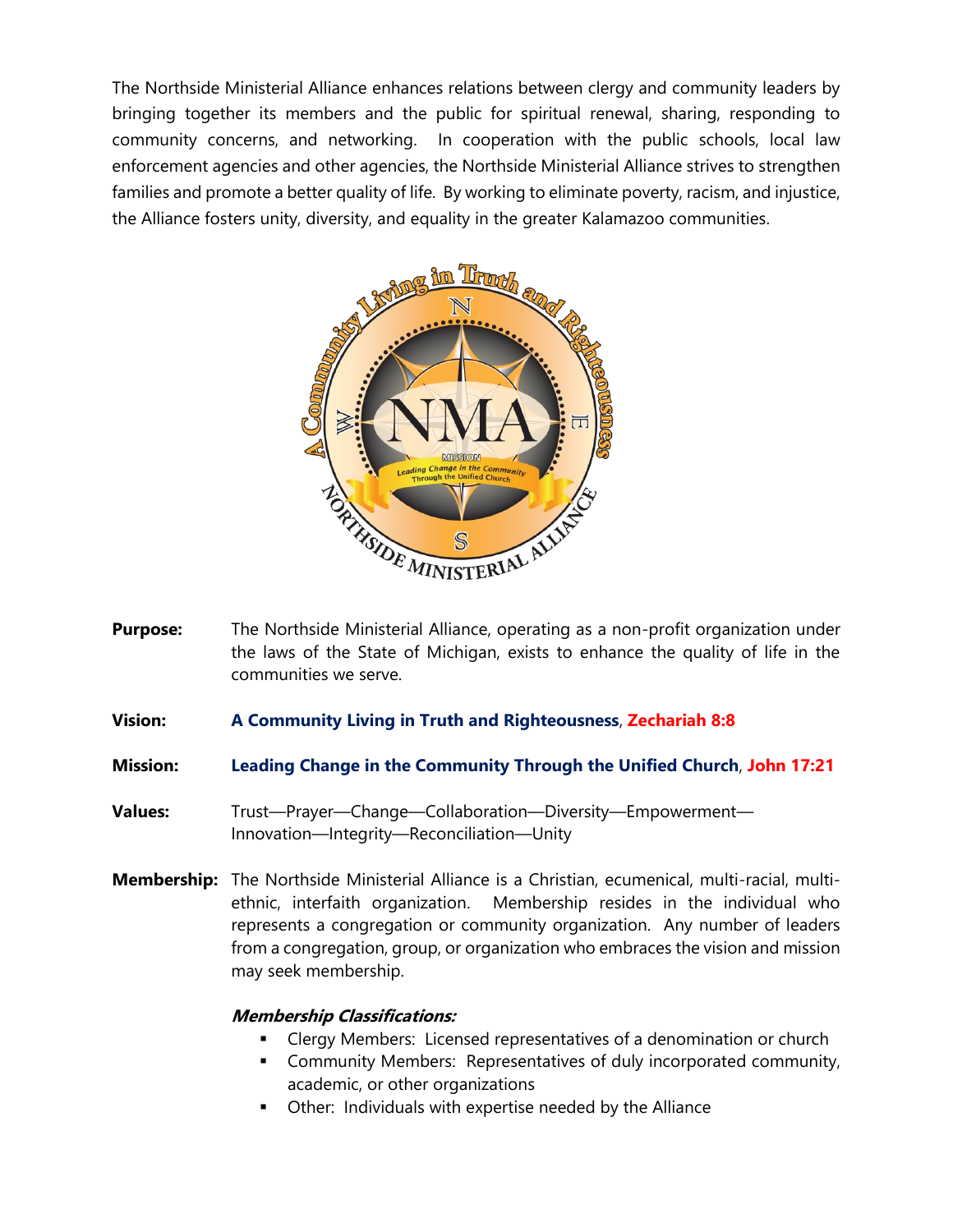The Northside Ministerial Alliance enhances relations between clergy and community leaders by bringing together its members and the public for spiritual renewal, sharing, responding to community concerns, and networking. In cooperation with the public schools, local law enforcement agencies and other agencies, the Northside Ministerial Alliance strives to strengthen families and promote a better quality of life. By working to eliminate poverty, racism, and injustice, the Alliance fosters unity, diversity, and equality in the greater Kalamazoo communities.

**Purpose:** The Northside Ministerial Alliance, operating as a non-profit organization under the laws of the State of Michigan, exists to enhance the quality of life in the communities we serve.

**Vision:** **A Community Living in Truth and Righteousness**, **Zechariah 8:8**

**Mission:** **Leading Change in the Community Through the Unified Church**, **John 17:21**

**Values:** Trust—Prayer—Change—Collaboration—Diversity—Empowerment—Innovation—Integrity—Reconciliation—Unity

**Membership:** The Northside Ministerial Alliance is a Christian, ecumenical, multi-racial, multi-ethnic, interfaith organization. Membership resides in the individual who represents a congregation or community organization. Any number of leaders from a congregation, group, or organization who embraces the vision and mission may seek membership.

***Membership Classifications:***

- Clergy Members: Licensed representatives of a denomination or church
- Community Members: Representatives of duly incorporated community, academic, or other organizations
- Other: Individuals with expertise needed by the Alliance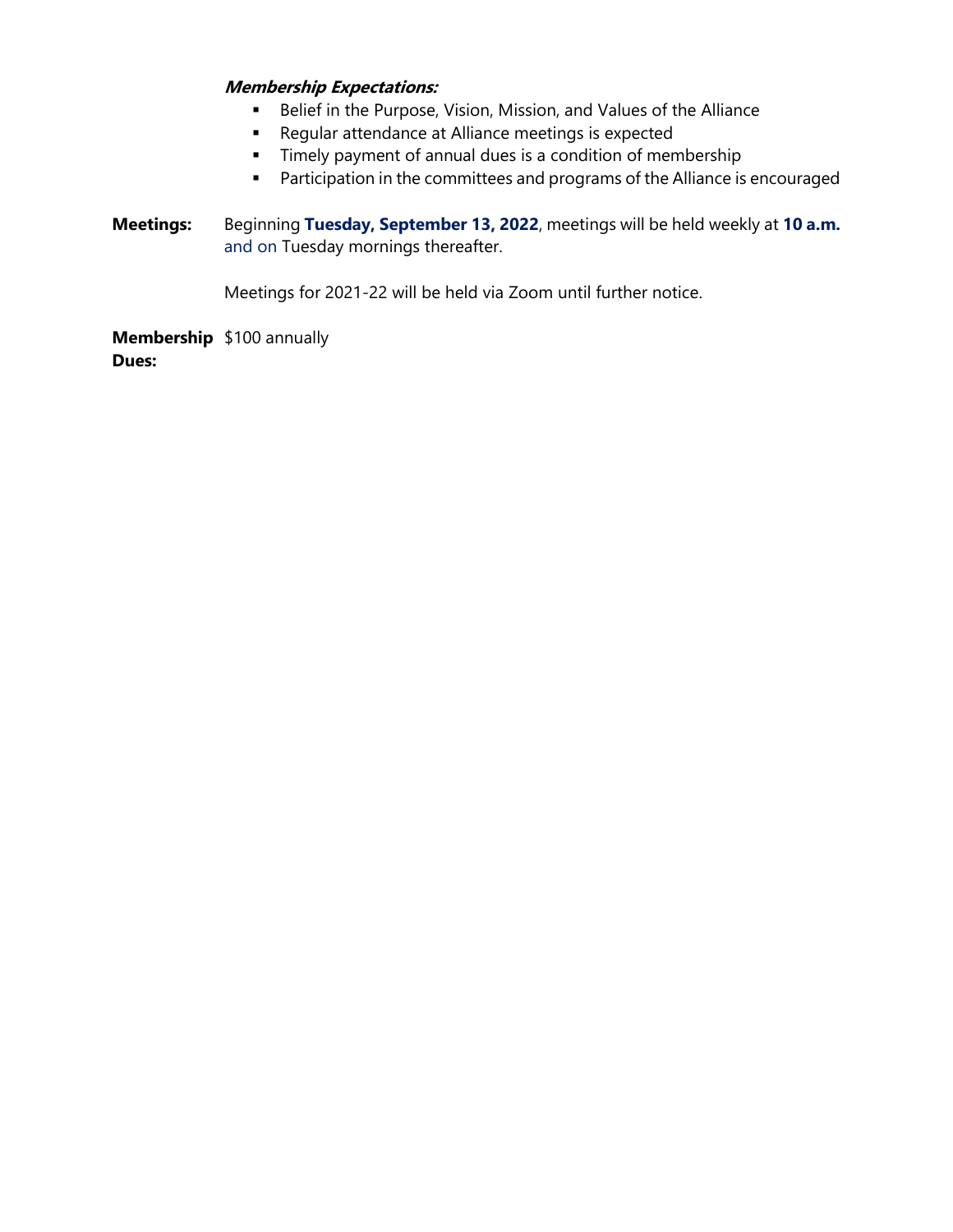***Membership Expectations:***

- Belief in the Purpose, Vision, Mission, and Values of the Alliance
- Regular attendance at Alliance meetings is expected
- Timely payment of annual dues is a condition of membership
- Participation in the committees and programs of the Alliance is encouraged

**Meetings:** Beginning **Tuesday, September 13, 2022**, meetings will be held weekly at **10 a.m.** and on Tuesday mornings thereafter.

Meetings for 2021-22 will be held via Zoom until further notice.

**Membership Dues:** $100 annually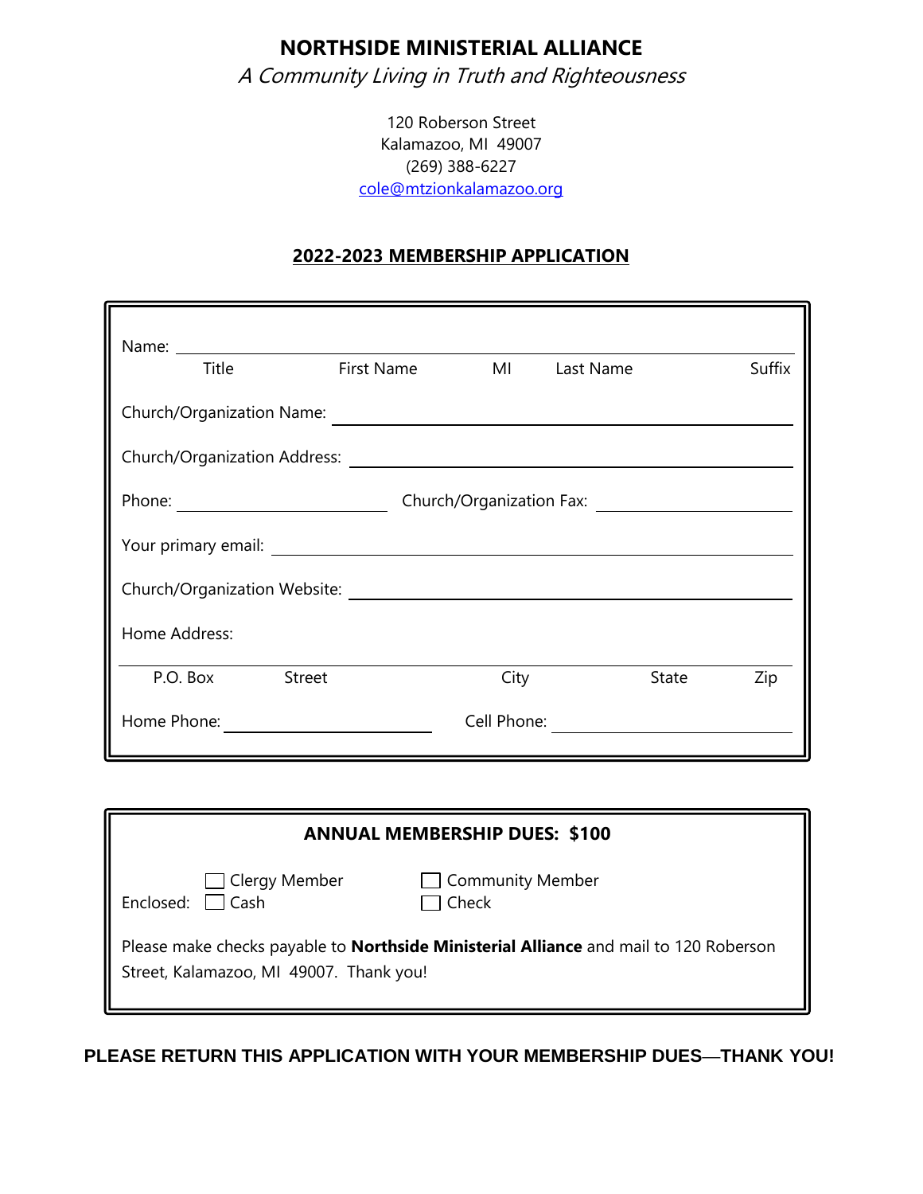# NORTHSIDE MINISTERIAL ALLIANCE

*A Community Living in Truth and Righteousness*

120 Roberson Street
Kalamazoo, MI 49007
(269) 388-6227
cole@mtzionkalamazoo.org

## 2022-2023 MEMBERSHIP APPLICATION

Name: ______________________________________________________________

Title | First Name | MI | Last Name | Suffix

Church/Organization Name: ______________________________________________

Church/Organization Address: ____________________________________________

Phone: ____________________ Church/Organization Fax: ____________________

Your primary email: ____________________________________________________

Church/Organization Website: ____________________________________________

Home Address:

______________________________________________________________________

P.O. Box | Street | City | State | Zip

Home Phone: ____________________ Cell Phone: ____________________

**ANNUAL MEMBERSHIP DUES: $100**

☐ Clergy Member ☐ Community Member

Enclosed: ☐ Cash ☐ Check

Please make checks payable to **Northside Ministerial Alliance** and mail to 120 Roberson Street, Kalamazoo, MI 49007. Thank you!

**PLEASE RETURN THIS APPLICATION WITH YOUR MEMBERSHIP DUES—THANK YOU!**